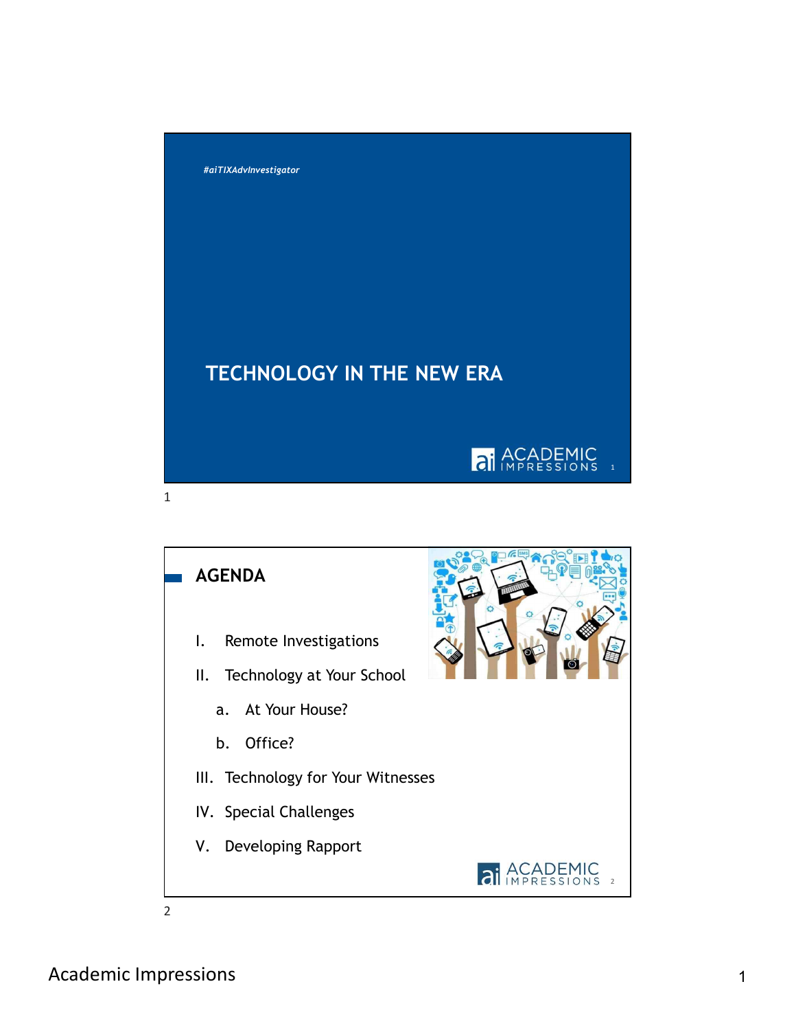*#aiTIXAdvInvestigator*

# TECHNOLOGY IN THE NEW ERA

## AGENDA

I. Remote Investigations

II. Technology at Your School

  a. At Your House?

  b. Office?

III. Technology for Your Witnesses

IV. Special Challenges

V. Developing Rapport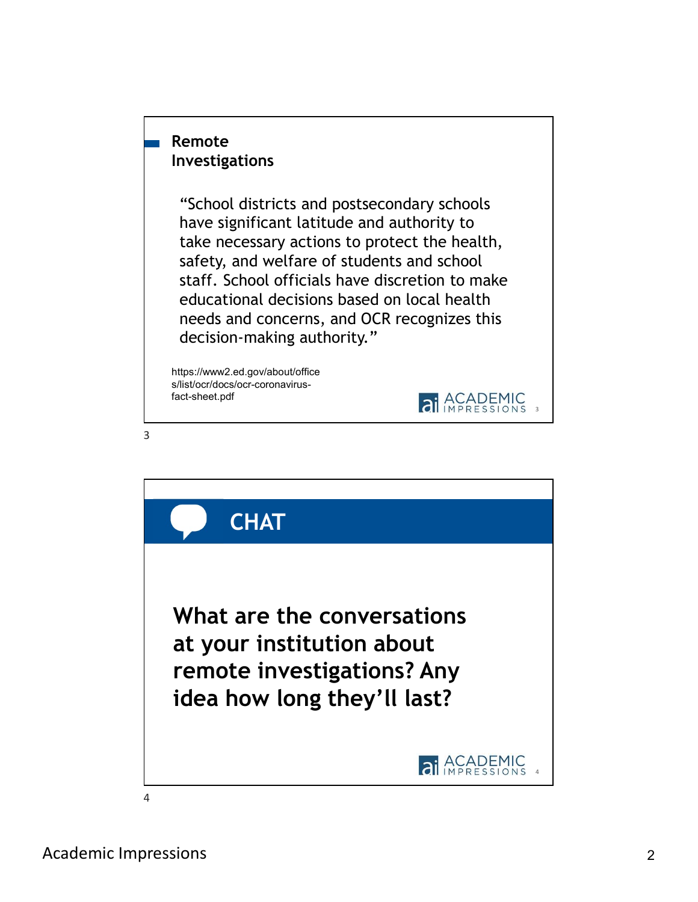## Remote Investigations

"School districts and postsecondary schools have significant latitude and authority to take necessary actions to protect the health, safety, and welfare of students and school staff. School officials have discretion to make educational decisions based on local health needs and concerns, and OCR recognizes this decision-making authority."

https://www2.ed.gov/about/offices/list/ocr/docs/ocr-coronavirus-fact-sheet.pdf

## CHAT

**What are the conversations at your institution about remote investigations? Any idea how long they'll last?**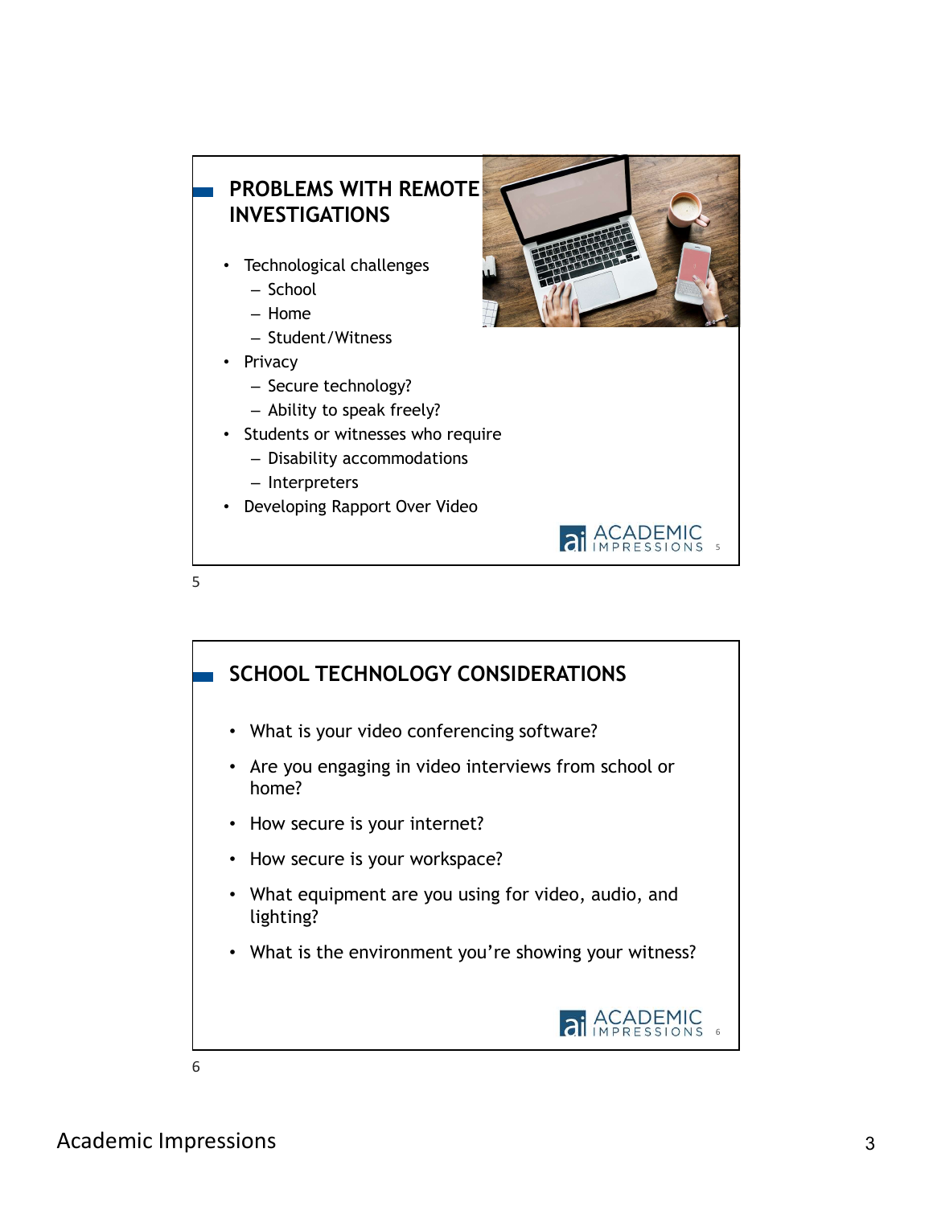## PROBLEMS WITH REMOTE INVESTIGATIONS

- Technological challenges
  - School
  - Home
  - Student/Witness
- Privacy
  - Secure technology?
  - Ability to speak freely?
- Students or witnesses who require
  - Disability accommodations
  - Interpreters
- Developing Rapport Over Video

## SCHOOL TECHNOLOGY CONSIDERATIONS

- What is your video conferencing software?
- Are you engaging in video interviews from school or home?
- How secure is your internet?
- How secure is your workspace?
- What equipment are you using for video, audio, and lighting?
- What is the environment you're showing your witness?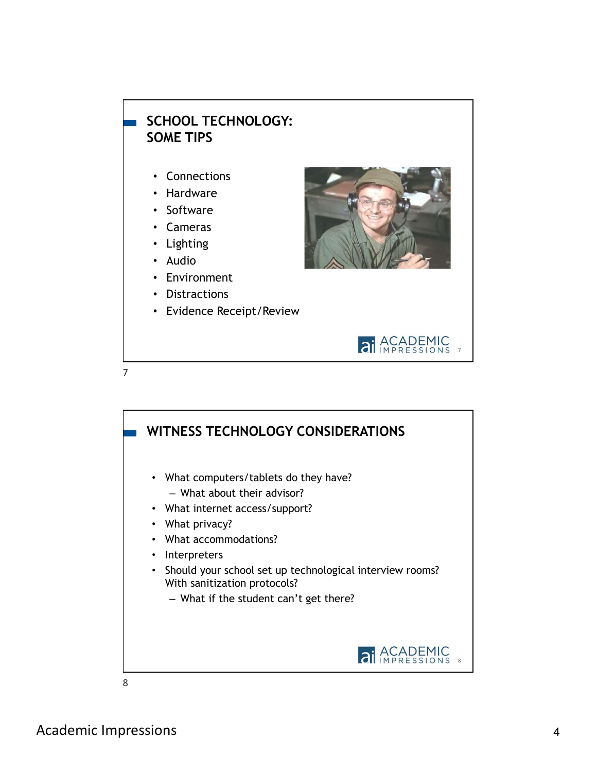## SCHOOL TECHNOLOGY: SOME TIPS

- Connections
- Hardware
- Software
- Cameras
- Lighting
- Audio
- Environment
- Distractions
- Evidence Receipt/Review

## WITNESS TECHNOLOGY CONSIDERATIONS

- What computers/tablets do they have?
  - What about their advisor?
- What internet access/support?
- What privacy?
- What accommodations?
- Interpreters
- Should your school set up technological interview rooms? With sanitization protocols?
  - What if the student can't get there?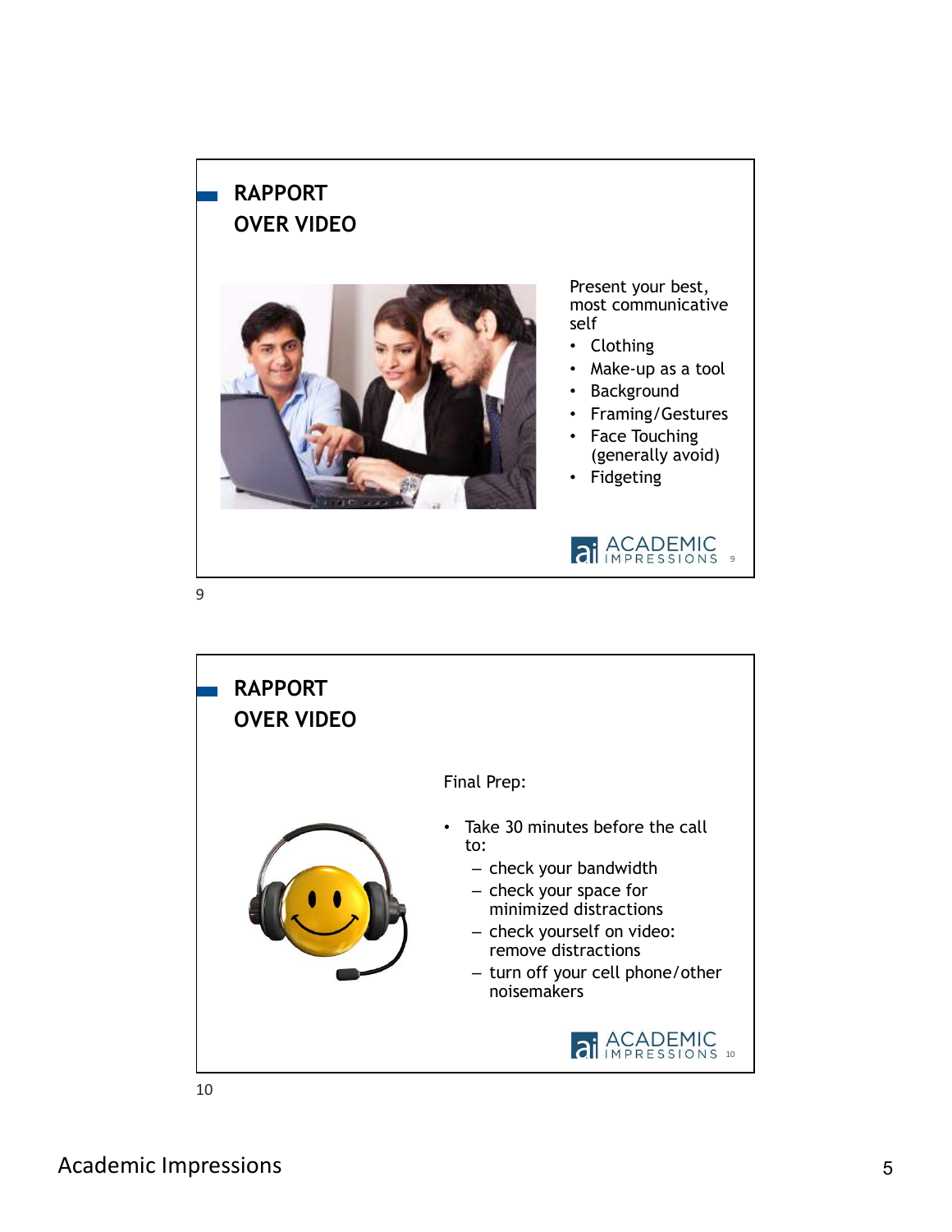## RAPPORT OVER VIDEO

Present your best, most communicative self

- Clothing
- Make-up as a tool
- Background
- Framing/Gestures
- Face Touching (generally avoid)
- Fidgeting

## RAPPORT OVER VIDEO

Final Prep:

- Take 30 minutes before the call to:
  - check your bandwidth
  - check your space for minimized distractions
  - check yourself on video: remove distractions
  - turn off your cell phone/other noisemakers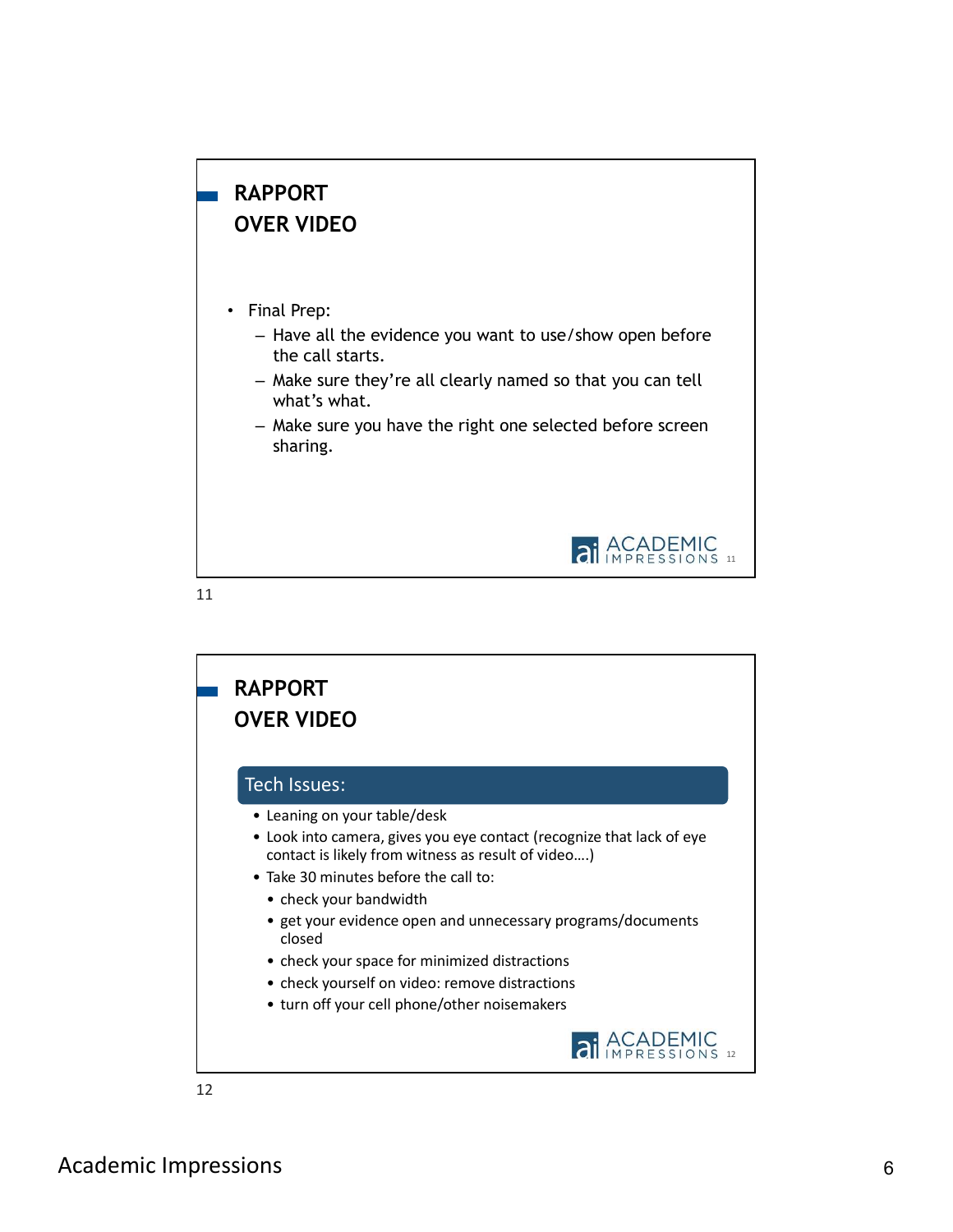## RAPPORT OVER VIDEO

- Final Prep:
  - Have all the evidence you want to use/show open before the call starts.
  - Make sure they're all clearly named so that you can tell what's what.
  - Make sure you have the right one selected before screen sharing.

## RAPPORT OVER VIDEO

**Tech Issues:**

- Leaning on your table/desk
- Look into camera, gives you eye contact (recognize that lack of eye contact is likely from witness as result of video….)
- Take 30 minutes before the call to:
  - check your bandwidth
  - get your evidence open and unnecessary programs/documents closed
  - check your space for minimized distractions
  - check yourself on video: remove distractions
  - turn off your cell phone/other noisemakers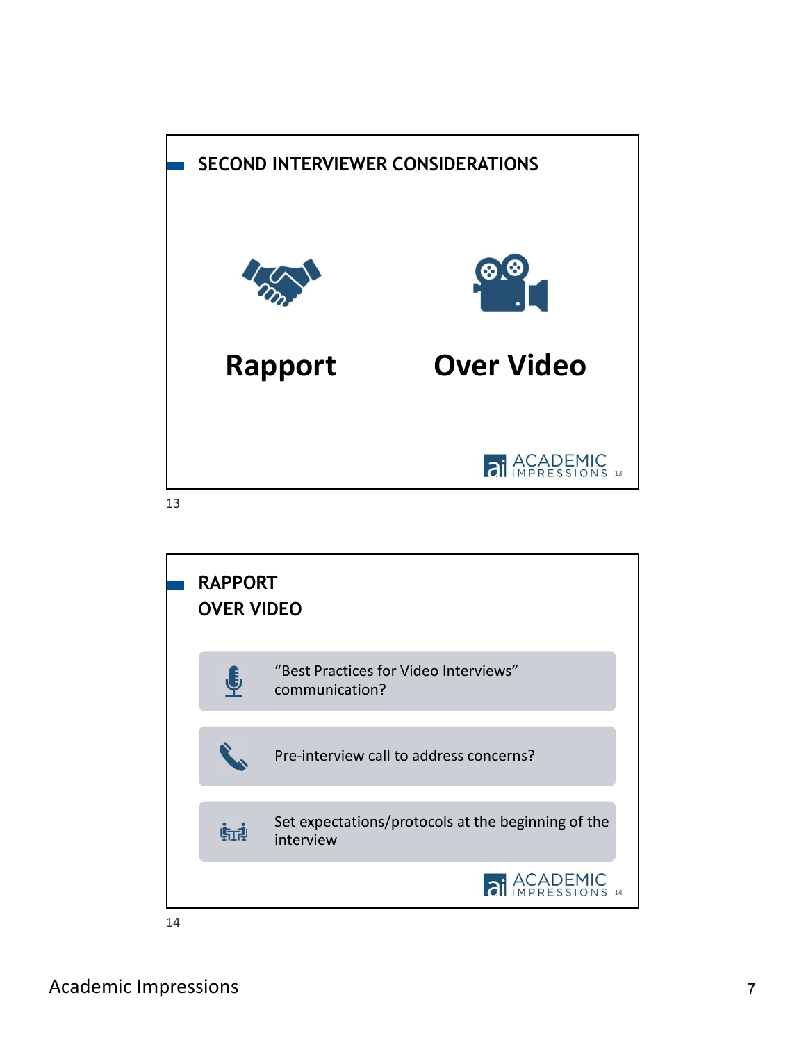## SECOND INTERVIEWER CONSIDERATIONS

**Rapport**

**Over Video**

---

## RAPPORT OVER VIDEO

- "Best Practices for Video Interviews" communication?
- Pre-interview call to address concerns?
- Set expectations/protocols at the beginning of the interview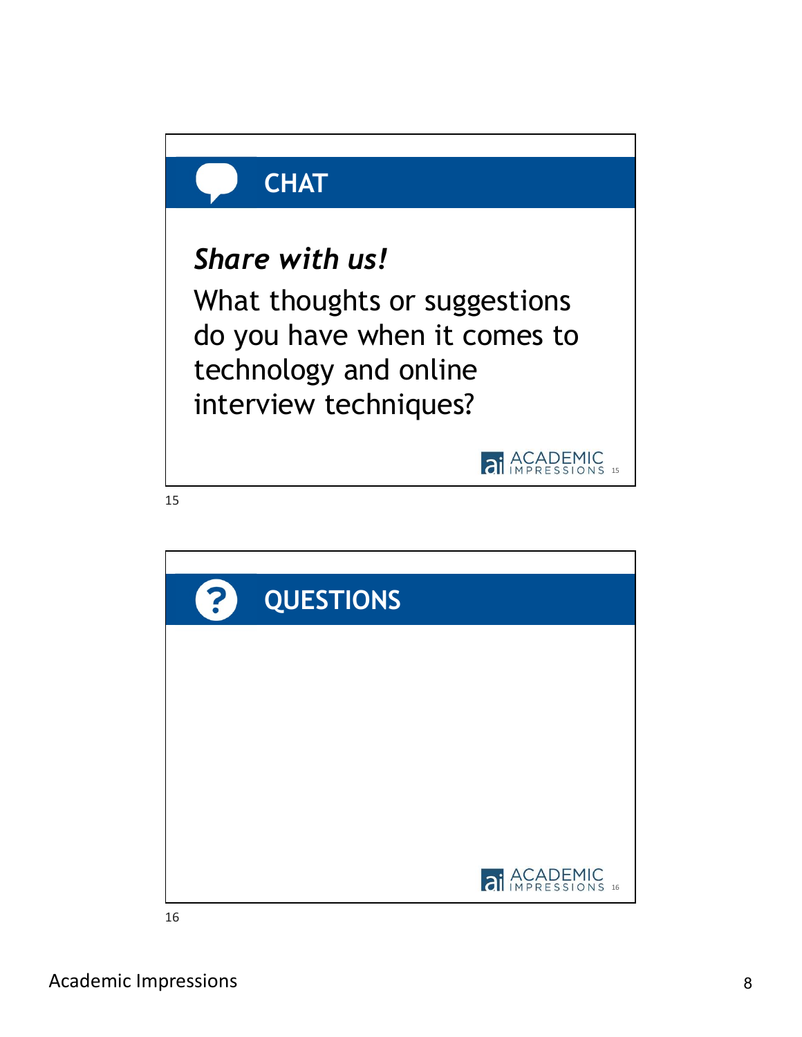## CHAT

***Share with us!***

What thoughts or suggestions do you have when it comes to technology and online interview techniques?

## QUESTIONS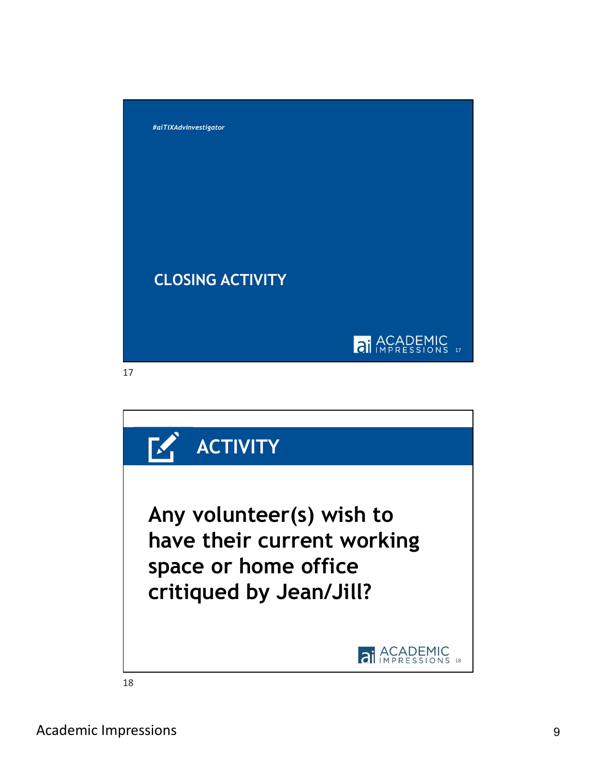#aiTIXAdvInvestigator

## CLOSING ACTIVITY

17

## ACTIVITY

**Any volunteer(s) wish to have their current working space or home office critiqued by Jean/Jill?**

18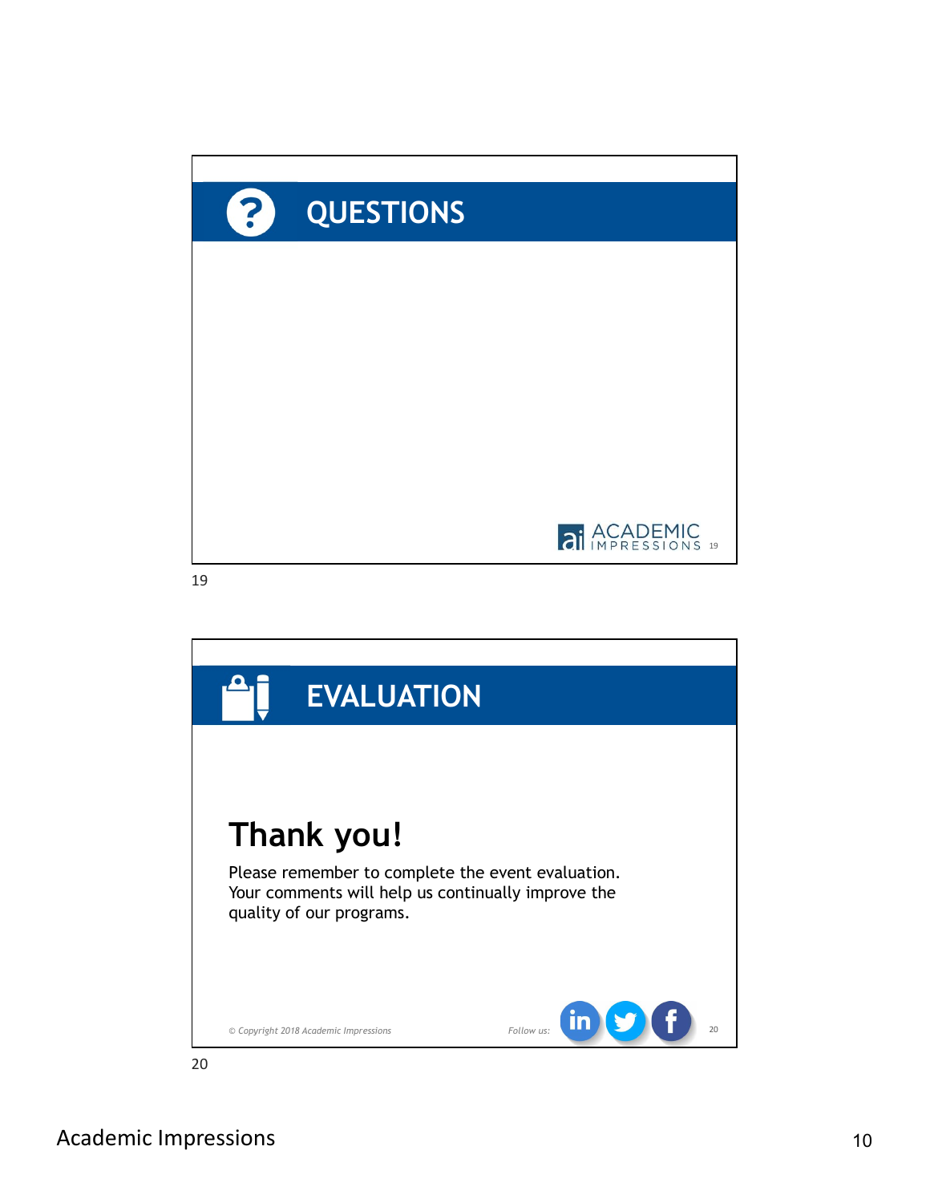# QUESTIONS

ACADEMIC IMPRESSIONS

# EVALUATION

## Thank you!

Please remember to complete the event evaluation. Your comments will help us continually improve the quality of our programs.

*© Copyright 2018 Academic Impressions*

*Follow us:*